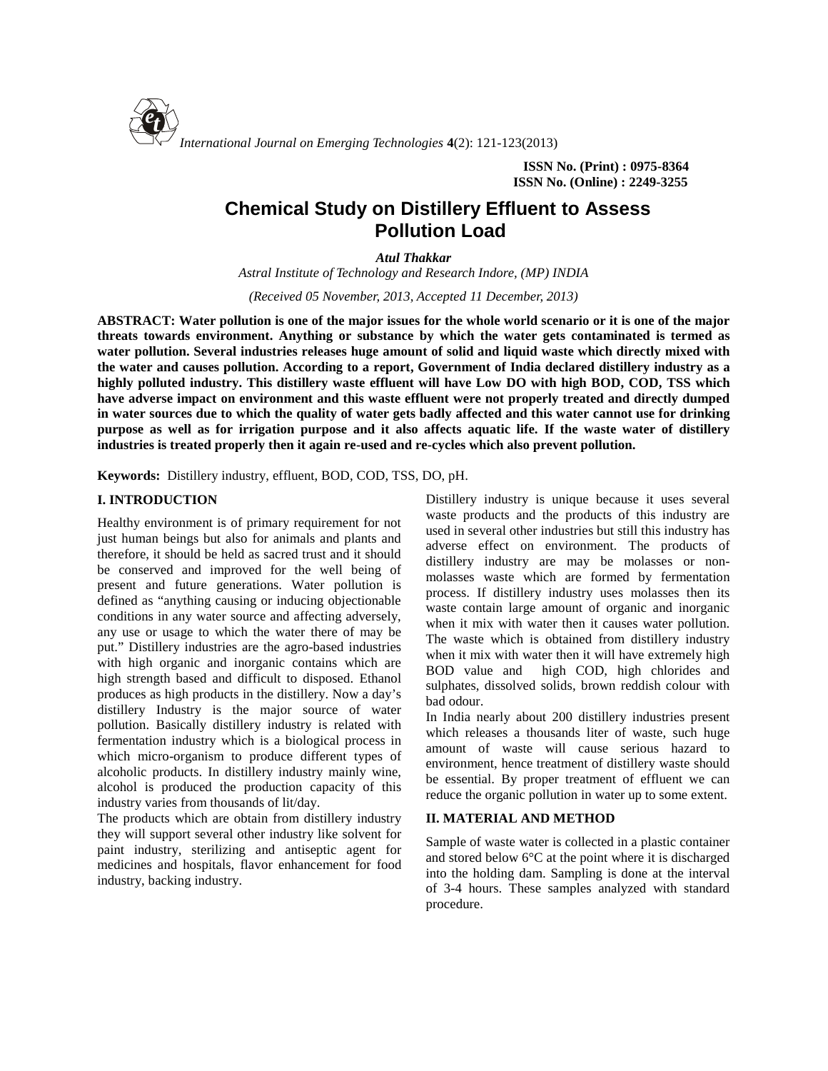ISSN No. (Print) : 0975-8364
ISSN No. (Online) : 2249-3255

# Chemical Study on Distillery Effluent to Assess Pollution Load

***Atul Thakkar***

*Astral Institute of Technology and Research Indore, (MP) INDIA*

*(Received 05 November, 2013, Accepted 11 December, 2013)*

**ABSTRACT: Water pollution is one of the major issues for the whole world scenario or it is one of the major threats towards environment. Anything or substance by which the water gets contaminated is termed as water pollution. Several industries releases huge amount of solid and liquid waste which directly mixed with the water and causes pollution. According to a report, Government of India declared distillery industry as a highly polluted industry. This distillery waste effluent will have Low DO with high BOD, COD, TSS which have adverse impact on environment and this waste effluent were not properly treated and directly dumped in water sources due to which the quality of water gets badly affected and this water cannot use for drinking purpose as well as for irrigation purpose and it also affects aquatic life. If the waste water of distillery industries is treated properly then it again re-used and re-cycles which also prevent pollution.**

**Keywords:** Distillery industry, effluent, BOD, COD, TSS, DO, pH.

## I. INTRODUCTION

Healthy environment is of primary requirement for not just human beings but also for animals and plants and therefore, it should be held as sacred trust and it should be conserved and improved for the well being of present and future generations. Water pollution is defined as "anything causing or inducing objectionable conditions in any water source and affecting adversely, any use or usage to which the water there of may be put." Distillery industries are the agro-based industries with high organic and inorganic contains which are high strength based and difficult to disposed. Ethanol produces as high products in the distillery. Now a day's distillery Industry is the major source of water pollution. Basically distillery industry is related with fermentation industry which is a biological process in which micro-organism to produce different types of alcoholic products. In distillery industry mainly wine, alcohol is produced the production capacity of this industry varies from thousands of lit/day.

The products which are obtain from distillery industry they will support several other industry like solvent for paint industry, sterilizing and antiseptic agent for medicines and hospitals, flavor enhancement for food industry, backing industry.

Distillery industry is unique because it uses several waste products and the products of this industry are used in several other industries but still this industry has adverse effect on environment. The products of distillery industry are may be molasses or non-molasses waste which are formed by fermentation process. If distillery industry uses molasses then its waste contain large amount of organic and inorganic when it mix with water then it causes water pollution. The waste which is obtained from distillery industry when it mix with water then it will have extremely high BOD value and high COD, high chlorides and sulphates, dissolved solids, brown reddish colour with bad odour.

In India nearly about 200 distillery industries present which releases a thousands liter of waste, such huge amount of waste will cause serious hazard to environment, hence treatment of distillery waste should be essential. By proper treatment of effluent we can reduce the organic pollution in water up to some extent.

## II. MATERIAL AND METHOD

Sample of waste water is collected in a plastic container and stored below 6°C at the point where it is discharged into the holding dam. Sampling is done at the interval of 3-4 hours. These samples analyzed with standard procedure.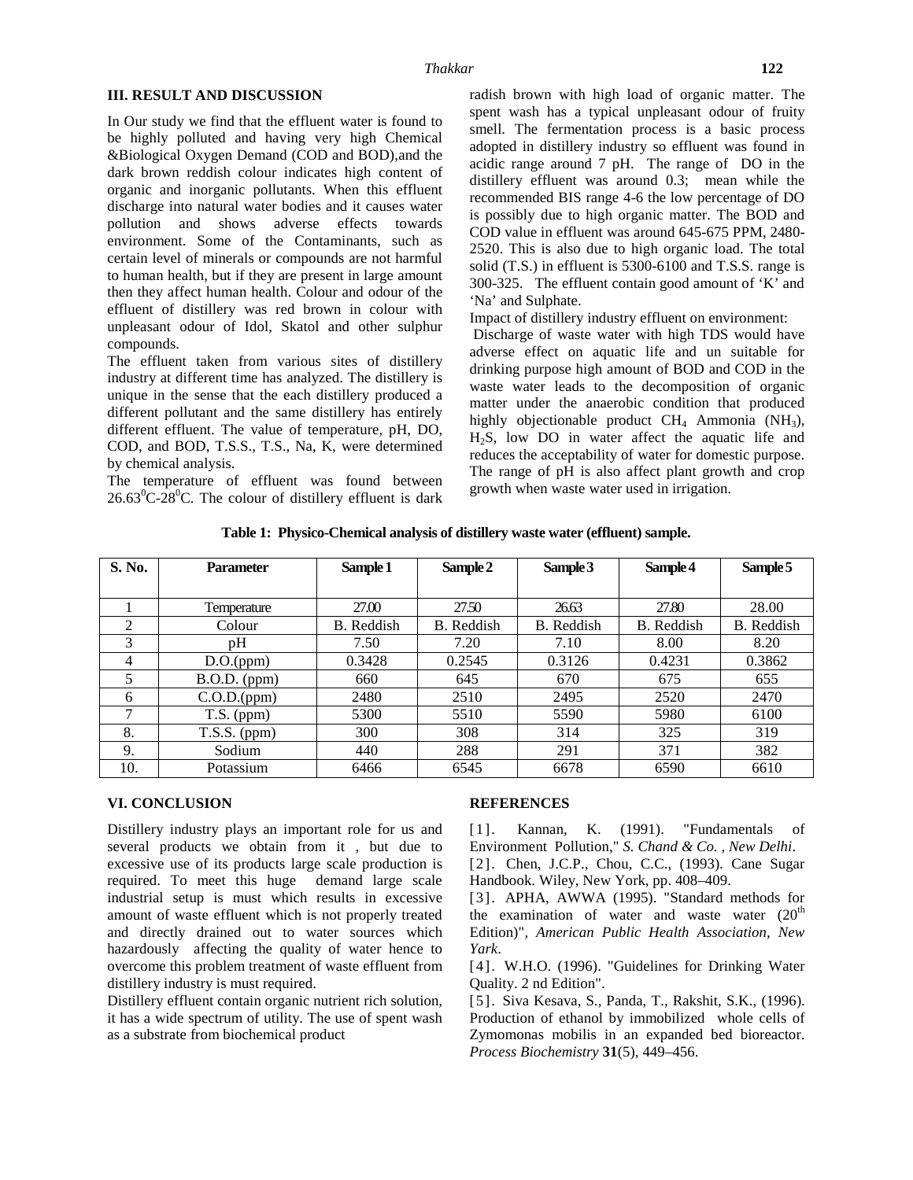## III. RESULT AND DISCUSSION

In Our study we find that the effluent water is found to be highly polluted and having very high Chemical &Biological Oxygen Demand (COD and BOD),and the dark brown reddish colour indicates high content of organic and inorganic pollutants. When this effluent discharge into natural water bodies and it causes water pollution and shows adverse effects towards environment. Some of the Contaminants, such as certain level of minerals or compounds are not harmful to human health, but if they are present in large amount then they affect human health. Colour and odour of the effluent of distillery was red brown in colour with unpleasant odour of Idol, Skatol and other sulphur compounds.

The effluent taken from various sites of distillery industry at different time has analyzed. The distillery is unique in the sense that the each distillery produced a different pollutant and the same distillery has entirely different effluent. The value of temperature, pH, DO, COD, and BOD, T.S.S., T.S., Na, K, were determined by chemical analysis.

The temperature of effluent was found between $26.63^0$C-$28^0$C. The colour of distillery effluent is dark radish brown with high load of organic matter. The spent wash has a typical unpleasant odour of fruity smell. The fermentation process is a basic process adopted in distillery industry so effluent was found in acidic range around 7 pH. The range of DO in the distillery effluent was around 0.3; mean while the recommended BIS range 4-6 the low percentage of DO is possibly due to high organic matter. The BOD and COD value in effluent was around 645-675 PPM, 2480-2520. This is also due to high organic load. The total solid (T.S.) in effluent is 5300-6100 and T.S.S. range is 300-325. The effluent contain good amount of 'K' and 'Na' and Sulphate.

Impact of distillery industry effluent on environment:

Discharge of waste water with high TDS would have adverse effect on aquatic life and un suitable for drinking purpose high amount of BOD and COD in the waste water leads to the decomposition of organic matter under the anaerobic condition that produced highly objectionable product $CH_4$ Ammonia ($NH_3$), $H_2S$, low DO in water affect the aquatic life and reduces the acceptability of water for domestic purpose. The range of pH is also affect plant growth and crop growth when waste water used in irrigation.

**Table 1: Physico-Chemical analysis of distillery waste water (effluent) sample.**

| S. No. | Parameter | Sample 1 | Sample 2 | Sample 3 | Sample 4 | Sample 5 |
|---|---|---|---|---|---|---|
| 1 | Temperature | 27.00 | 27.50 | 26.63 | 27.80 | 28.00 |
| 2 | Colour | B. Reddish | B. Reddish | B. Reddish | B. Reddish | B. Reddish |
| 3 | pH | 7.50 | 7.20 | 7.10 | 8.00 | 8.20 |
| 4 | D.O.(ppm) | 0.3428 | 0.2545 | 0.3126 | 0.4231 | 0.3862 |
| 5 | B.O.D. (ppm) | 660 | 645 | 670 | 675 | 655 |
| 6 | C.O.D.(ppm) | 2480 | 2510 | 2495 | 2520 | 2470 |
| 7 | T.S. (ppm) | 5300 | 5510 | 5590 | 5980 | 6100 |
| 8. | T.S.S. (ppm) | 300 | 308 | 314 | 325 | 319 |
| 9. | Sodium | 440 | 288 | 291 | 371 | 382 |
| 10. | Potassium | 6466 | 6545 | 6678 | 6590 | 6610 |

## VI. CONCLUSION

Distillery industry plays an important role for us and several products we obtain from it , but due to excessive use of its products large scale production is required. To meet this huge demand large scale industrial setup is must which results in excessive amount of waste effluent which is not properly treated and directly drained out to water sources which hazardously affecting the quality of water hence to overcome this problem treatment of waste effluent from distillery industry is must required.

Distillery effluent contain organic nutrient rich solution, it has a wide spectrum of utility. The use of spent wash as a substrate from biochemical product

## REFERENCES

[1]. Kannan, K. (1991). "Fundamentals of Environment Pollution," *S. Chand & Co. , New Delhi*.

[2]. Chen, J.C.P., Chou, C.C., (1993). Cane Sugar Handbook. Wiley, New York, pp. 408–409.

[3]. APHA, AWWA (1995). "Standard methods for the examination of water and waste water ($20^{th}$ Edition)", *American Public Health Association, New Yark*.

[4]. W.H.O. (1996). "Guidelines for Drinking Water Quality. 2 nd Edition".

[5]. Siva Kesava, S., Panda, T., Rakshit, S.K., (1996). Production of ethanol by immobilized whole cells of Zymomonas mobilis in an expanded bed bioreactor. *Process Biochemistry* **31**(5), 449–456.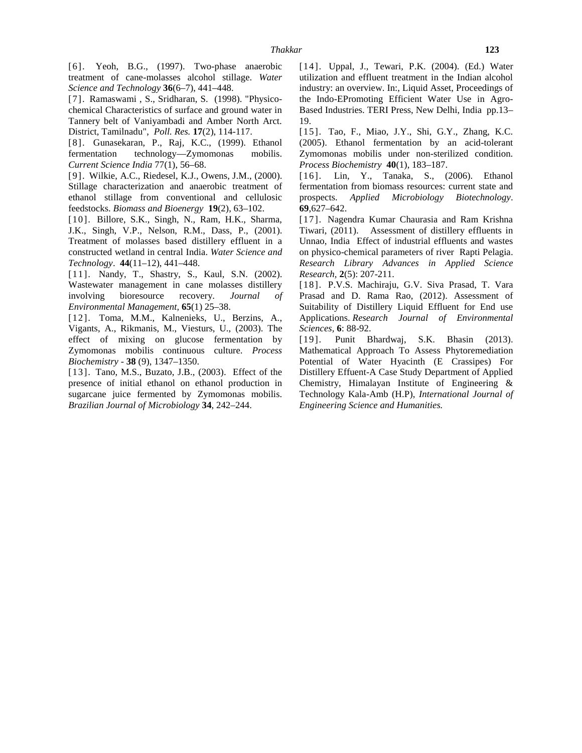[6]. Yeoh, B.G., (1997). Two-phase anaerobic treatment of cane-molasses alcohol stillage. *Water Science and Technology* **36**(6–7), 441–448.

[7]. Ramaswami , S., Sridharan, S. (1998). "Physico-chemical Characteristics of surface and ground water in Tannery belt of Vaniyambadi and Amber North Arct. District, Tamilnadu", *Poll. Res.* **17**(2), 114-117.

[8]. Gunasekaran, P., Raj, K.C., (1999). Ethanol fermentation technology—Zymomonas mobilis. *Current Science India* 77(1), 56–68.

[9]. Wilkie, A.C., Riedesel, K.J., Owens, J.M., (2000). Stillage characterization and anaerobic treatment of ethanol stillage from conventional and cellulosic feedstocks. *Biomass and Bioenergy* **19**(2), 63–102.

[10]. Billore, S.K., Singh, N., Ram, H.K., Sharma, J.K., Singh, V.P., Nelson, R.M., Dass, P., (2001). Treatment of molasses based distillery effluent in a constructed wetland in central India. *Water Science and Technology*. **44**(11–12), 441–448.

[11]. Nandy, T., Shastry, S., Kaul, S.N. (2002). Wastewater management in cane molasses distillery involving bioresource recovery. *Journal of Environmental Management*, **65**(1) 25–38.

[12]. Toma, M.M., Kalnenieks, U., Berzins, A., Vigants, A., Rikmanis, M., Viesturs, U., (2003). The effect of mixing on glucose fermentation by Zymomonas mobilis continuous culture. *Process Biochemistry* - **38** (9), 1347–1350.

[13]. Tano, M.S., Buzato, J.B., (2003). Effect of the presence of initial ethanol on ethanol production in sugarcane juice fermented by Zymomonas mobilis. *Brazilian Journal of Microbiology* **34**, 242–244.

[14]. Uppal, J., Tewari, P.K. (2004). (Ed.) Water utilization and effluent treatment in the Indian alcohol industry: an overview. In:, Liquid Asset, Proceedings of the Indo-EPromoting Efficient Water Use in Agro-Based Industries. TERI Press, New Delhi, India pp.13–19.

[15]. Tao, F., Miao, J.Y., Shi, G.Y., Zhang, K.C. (2005). Ethanol fermentation by an acid-tolerant Zymomonas mobilis under non-sterilized condition. *Process Biochemistry* **40**(1), 183–187.

[16]. Lin, Y., Tanaka, S., (2006). Ethanol fermentation from biomass resources: current state and prospects. *Applied Microbiology Biotechnology*. **69**,627–642.

[17]. Nagendra Kumar Chaurasia and Ram Krishna Tiwari, (2011). Assessment of distillery effluents in Unnao, India Effect of industrial effluents and wastes on physico-chemical parameters of river Rapti Pelagia. *Research Library Advances in Applied Science Research*, **2**(5): 207-211.

[18]. P.V.S. Machiraju, G.V. Siva Prasad, T. Vara Prasad and D. Rama Rao, (2012). Assessment of Suitability of Distillery Liquid Effluent for End use Applications. *Research Journal of Environmental Sciences*, **6**: 88-92.

[19]. Punit Bhardwaj, S.K. Bhasin (2013). Mathematical Approach To Assess Phytoremediation Potential of Water Hyacinth (E Crassipes) For Distillery Effuent-A Case Study Department of Applied Chemistry, Himalayan Institute of Engineering & Technology Kala-Amb (H.P), *International Journal of Engineering Science and Humanities.*